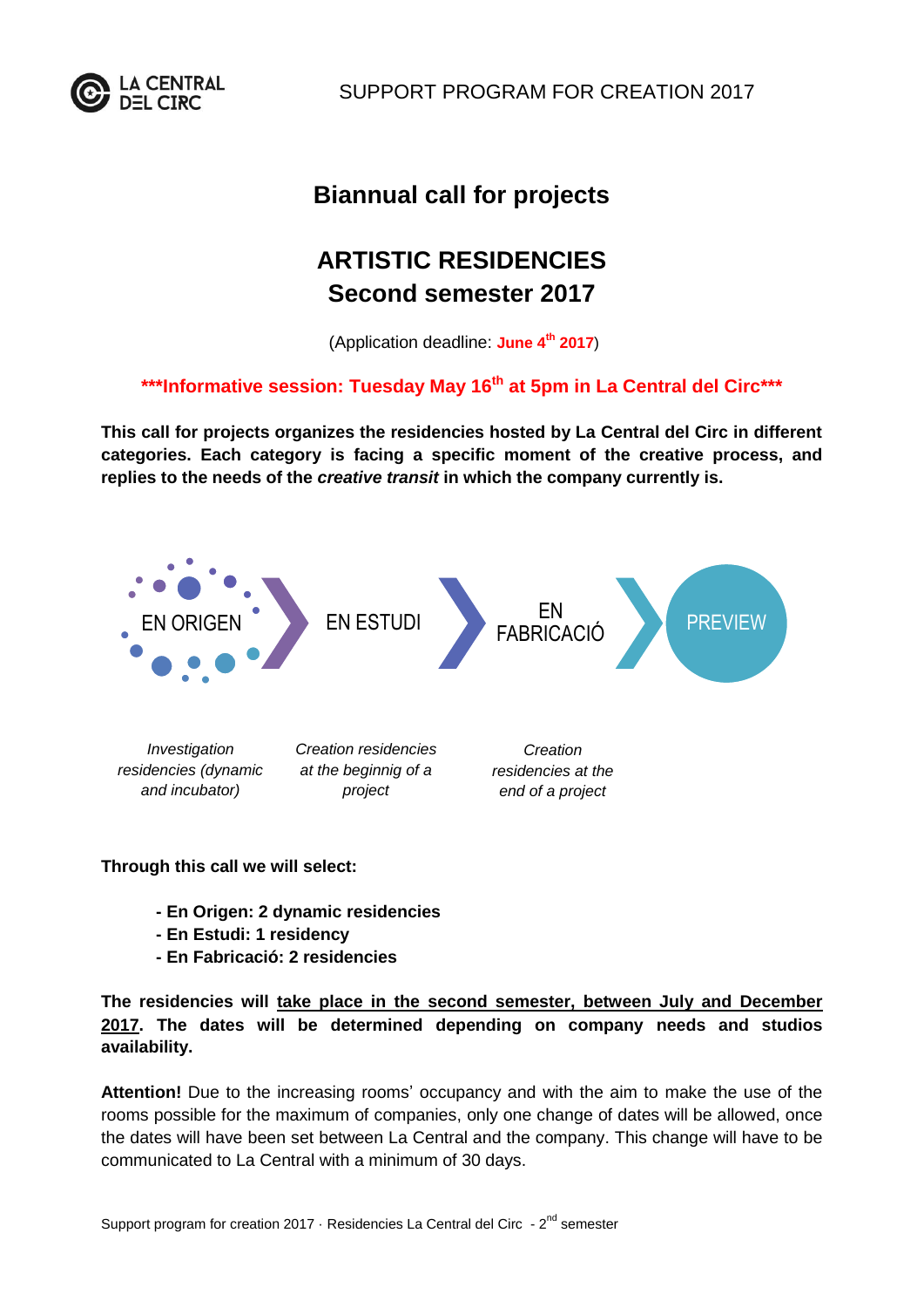# Biannual call for projects

## ARTISTIC RESIDENCIES
## Second semester 2017

(Application deadline: **June 4th 2017**)

**\*\*\*Informative session: Tuesday May 16th at 5pm in La Central del Circ\*\*\***

**This call for projects organizes the residencies hosted by La Central del Circ in different categories. Each category is facing a specific moment of the creative process, and replies to the needs of the *creative transit* in which the company currently is.**

EN ORIGEN → EN ESTUDI → EN FABRICACIÓ → PREVIEW

| EN ORIGEN | EN ESTUDI | EN FABRICACIÓ |
|---|---|---|
| *Investigation residencies (dynamic and incubator)* | *Creation residencies at the beginnig of a project* | *Creation residencies at the end of a project* |

**Through this call we will select:**

- **En Origen: 2 dynamic residencies**
- **En Estudi: 1 residency**
- **En Fabricació: 2 residencies**

**The residencies will take place in the second semester, between July and December 2017. The dates will be determined depending on company needs and studios availability.**

**Attention!** Due to the increasing rooms' occupancy and with the aim to make the use of the rooms possible for the maximum of companies, only one change of dates will be allowed, once the dates will have been set between La Central and the company. This change will have to be communicated to La Central with a minimum of 30 days.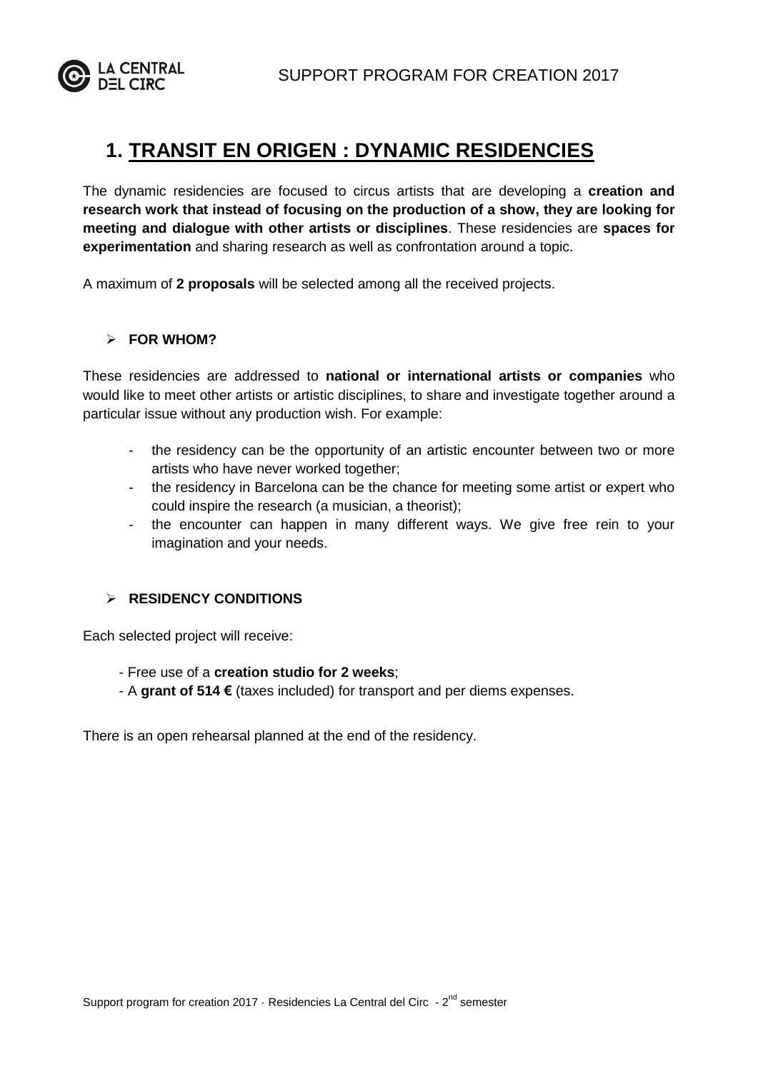# 1. TRANSIT EN ORIGEN : DYNAMIC RESIDENCIES

The dynamic residencies are focused to circus artists that are developing a **creation and research work that instead of focusing on the production of a show, they are looking for meeting and dialogue with other artists or disciplines**. These residencies are **spaces for experimentation** and sharing research as well as confrontation around a topic.

A maximum of **2 proposals** will be selected among all the received projects.

- **FOR WHOM?**

These residencies are addressed to **national or international artists or companies** who would like to meet other artists or artistic disciplines, to share and investigate together around a particular issue without any production wish. For example:

- the residency can be the opportunity of an artistic encounter between two or more artists who have never worked together;
- the residency in Barcelona can be the chance for meeting some artist or expert who could inspire the research (a musician, a theorist);
- the encounter can happen in many different ways. We give free rein to your imagination and your needs.

- **RESIDENCY CONDITIONS**

Each selected project will receive:

- Free use of a **creation studio for 2 weeks**;
- A **grant of 514 €** (taxes included) for transport and per diems expenses.

There is an open rehearsal planned at the end of the residency.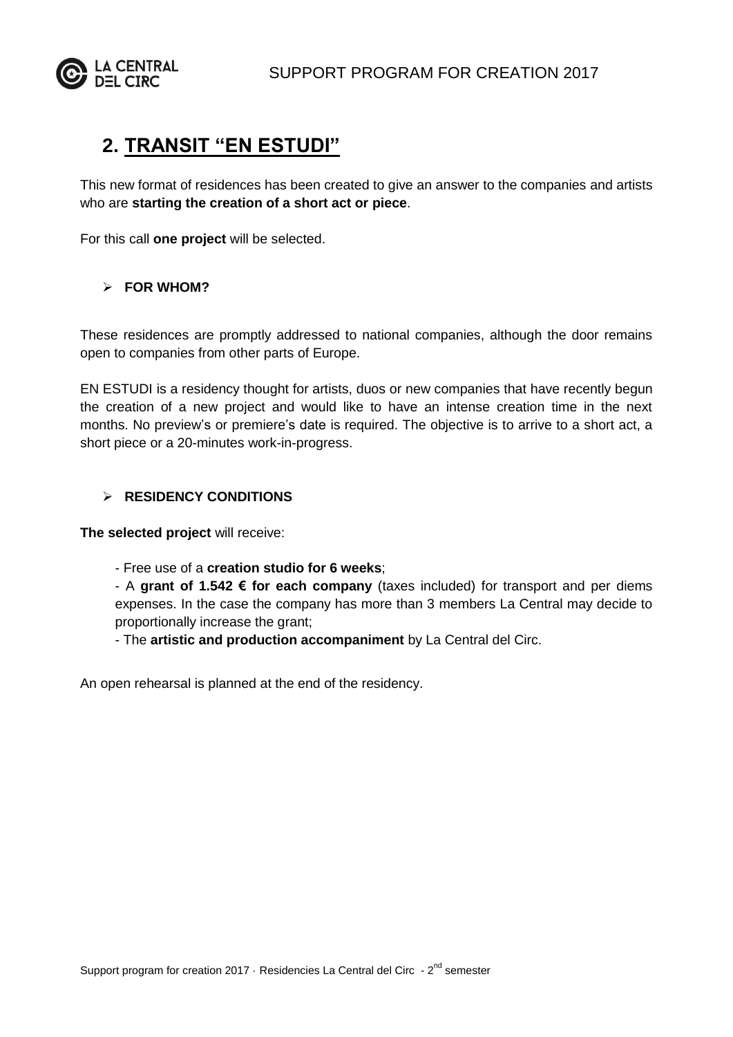## 2. TRANSIT "EN ESTUDI"

This new format of residences has been created to give an answer to the companies and artists who are **starting the creation of a short act or piece**.

For this call **one project** will be selected.

- **FOR WHOM?**

These residences are promptly addressed to national companies, although the door remains open to companies from other parts of Europe.

EN ESTUDI is a residency thought for artists, duos or new companies that have recently begun the creation of a new project and would like to have an intense creation time in the next months. No preview's or premiere's date is required. The objective is to arrive to a short act, a short piece or a 20-minutes work-in-progress.

- **RESIDENCY CONDITIONS**

**The selected project** will receive:

- Free use of a **creation studio for 6 weeks**;
- A **grant of 1.542 € for each company** (taxes included) for transport and per diems expenses. In the case the company has more than 3 members La Central may decide to proportionally increase the grant;
- The **artistic and production accompaniment** by La Central del Circ.

An open rehearsal is planned at the end of the residency.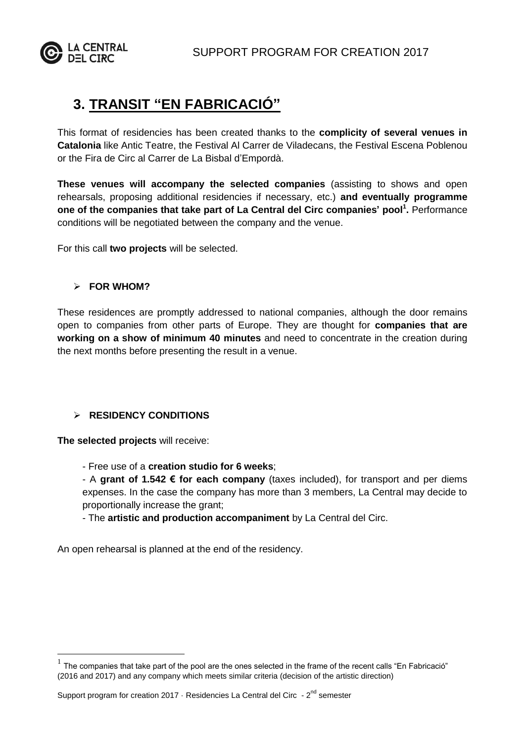# 3. TRANSIT "EN FABRICACIÓ"

This format of residencies has been created thanks to the **complicity of several venues in Catalonia** like Antic Teatre, the Festival Al Carrer de Viladecans, the Festival Escena Poblenou or the Fira de Circ al Carrer de La Bisbal d'Empordà.

**These venues will accompany the selected companies** (assisting to shows and open rehearsals, proposing additional residencies if necessary, etc.) **and eventually programme one of the companies that take part of La Central del Circ companies' pool[1].** Performance conditions will be negotiated between the company and the venue.

For this call **two projects** will be selected.

- **FOR WHOM?**

These residences are promptly addressed to national companies, although the door remains open to companies from other parts of Europe. They are thought for **companies that are working on a show of minimum 40 minutes** and need to concentrate in the creation during the next months before presenting the result in a venue.

- **RESIDENCY CONDITIONS**

**The selected projects** will receive:

- Free use of a **creation studio for 6 weeks**;
- A **grant of 1.542 € for each company** (taxes included), for transport and per diems expenses. In the case the company has more than 3 members, La Central may decide to proportionally increase the grant;
- The **artistic and production accompaniment** by La Central del Circ.

An open rehearsal is planned at the end of the residency.

[1] The companies that take part of the pool are the ones selected in the frame of the recent calls "En Fabricació" (2016 and 2017) and any company which meets similar criteria (decision of the artistic direction)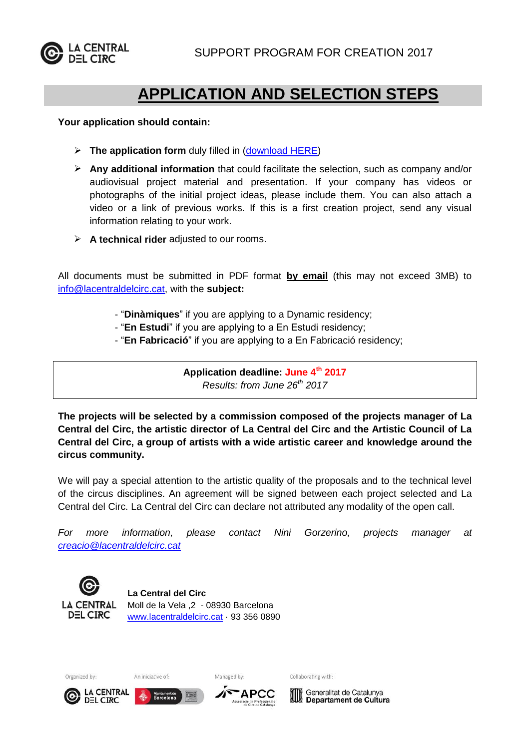# APPLICATION AND SELECTION STEPS

**Your application should contain:**

- **The application form** duly filled in (download HERE)
- **Any additional information** that could facilitate the selection, such as company and/or audiovisual project material and presentation. If your company has videos or photographs of the initial project ideas, please include them. You can also attach a video or a link of previous works. If this is a first creation project, send any visual information relating to your work.
- **A technical rider** adjusted to our rooms.

All documents must be submitted in PDF format **by email** (this may not exceed 3MB) to info@lacentraldelcirc.cat, with the **subject:**

- "**Dinàmiques**" if you are applying to a Dynamic residency;
- "**En Estudi**" if you are applying to a En Estudi residency;
- "**En Fabricació**" if you are applying to a En Fabricació residency;

**Application deadline: June 4th 2017**

*Results: from June 26th 2017*

**The projects will be selected by a commission composed of the projects manager of La Central del Circ, the artistic director of La Central del Circ and the Artistic Council of La Central del Circ, a group of artists with a wide artistic career and knowledge around the circus community.**

We will pay a special attention to the artistic quality of the proposals and to the technical level of the circus disciplines. An agreement will be signed between each project selected and La Central del Circ. La Central del Circ can declare not attributed any modality of the open call.

*For more information, please contact Nini Gorzerino, projects manager at creacio@lacentraldelcirc.cat*

**La Central del Circ**
Moll de la Vela ,2 - 08930 Barcelona
www.lacentraldelcirc.cat · 93 356 0890

Organized by: La Central del Circ
An iniciative of: Ajuntament de Barcelona
Managed by: APCC Associació de Professionals de Circ de Catalunya
Collaborating with: Generalitat de Catalunya Departament de Cultura